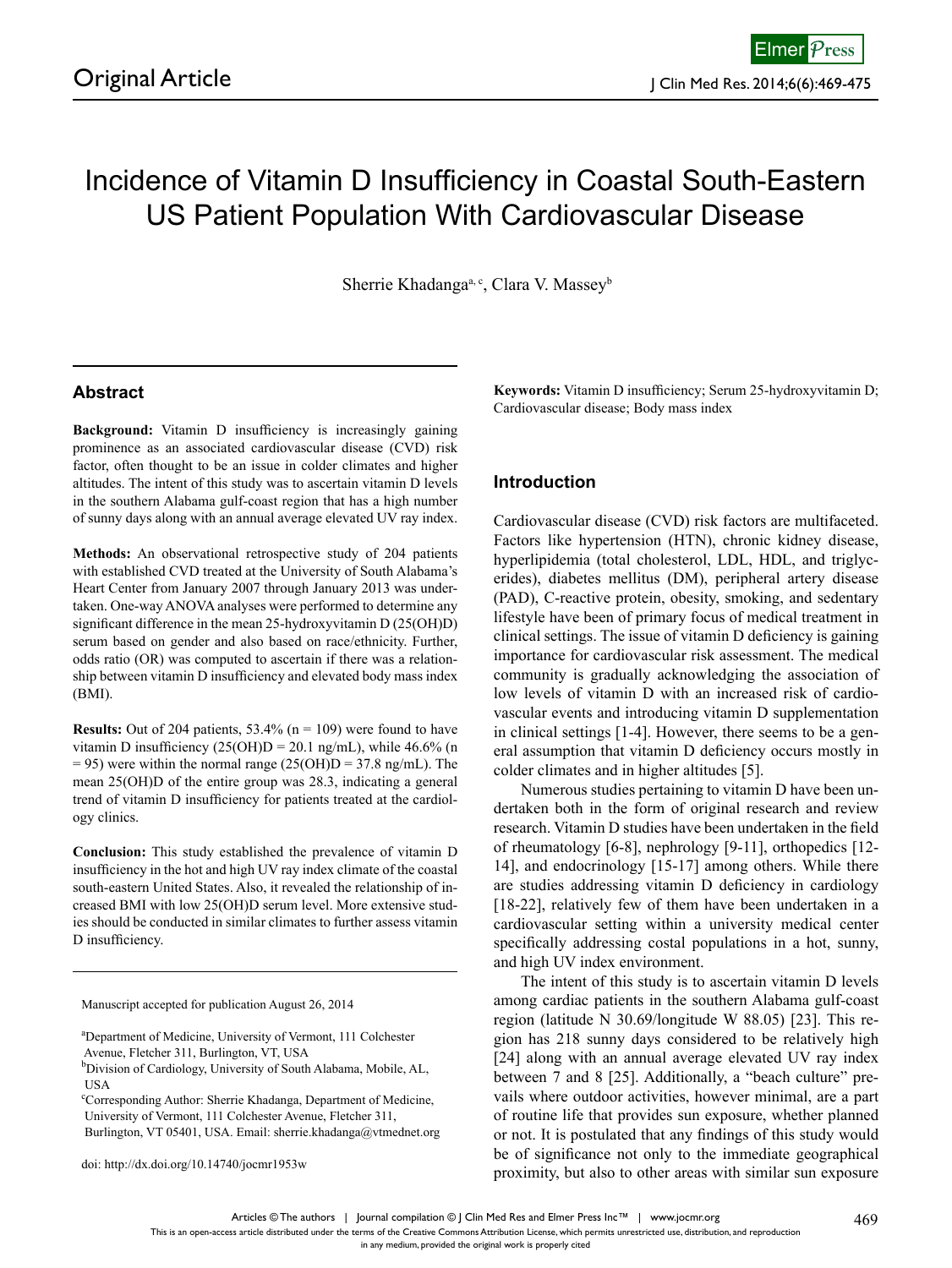Original Article

# Incidence of Vitamin D Insufficiency in Coastal South-Eastern US Patient Population With Cardiovascular Disease

Sherrie Khadanga[a, c], Clara V. Massey[b]

## Abstract

**Background:** Vitamin D insufficiency is increasingly gaining prominence as an associated cardiovascular disease (CVD) risk factor, often thought to be an issue in colder climates and higher altitudes. The intent of this study was to ascertain vitamin D levels in the southern Alabama gulf-coast region that has a high number of sunny days along with an annual average elevated UV ray index.

**Methods:** An observational retrospective study of 204 patients with established CVD treated at the University of South Alabama's Heart Center from January 2007 through January 2013 was undertaken. One-way ANOVA analyses were performed to determine any significant difference in the mean 25-hydroxyvitamin D (25(OH)D) serum based on gender and also based on race/ethnicity. Further, odds ratio (OR) was computed to ascertain if there was a relationship between vitamin D insufficiency and elevated body mass index (BMI).

**Results:** Out of 204 patients, 53.4% (n = 109) were found to have vitamin D insufficiency (25(OH)D = 20.1 ng/mL), while 46.6% (n = 95) were within the normal range (25(OH)D = 37.8 ng/mL). The mean 25(OH)D of the entire group was 28.3, indicating a general trend of vitamin D insufficiency for patients treated at the cardiology clinics.

**Conclusion:** This study established the prevalence of vitamin D insufficiency in the hot and high UV ray index climate of the coastal south-eastern United States. Also, it revealed the relationship of increased BMI with low 25(OH)D serum level. More extensive studies should be conducted in similar climates to further assess vitamin D insufficiency.

Manuscript accepted for publication August 26, 2014

[a]Department of Medicine, University of Vermont, 111 Colchester Avenue, Fletcher 311, Burlington, VT, USA
[b]Division of Cardiology, University of South Alabama, Mobile, AL, USA
[c]Corresponding Author: Sherrie Khadanga, Department of Medicine, University of Vermont, 111 Colchester Avenue, Fletcher 311, Burlington, VT 05401, USA. Email: sherrie.khadanga@vtmednet.org

doi: http://dx.doi.org/10.14740/jocmr1953w

**Keywords:** Vitamin D insufficiency; Serum 25-hydroxyvitamin D; Cardiovascular disease; Body mass index

## Introduction

Cardiovascular disease (CVD) risk factors are multifaceted. Factors like hypertension (HTN), chronic kidney disease, hyperlipidemia (total cholesterol, LDL, HDL, and triglycerides), diabetes mellitus (DM), peripheral artery disease (PAD), C-reactive protein, obesity, smoking, and sedentary lifestyle have been of primary focus of medical treatment in clinical settings. The issue of vitamin D deficiency is gaining importance for cardiovascular risk assessment. The medical community is gradually acknowledging the association of low levels of vitamin D with an increased risk of cardiovascular events and introducing vitamin D supplementation in clinical settings [1-4]. However, there seems to be a general assumption that vitamin D deficiency occurs mostly in colder climates and in higher altitudes [5].

Numerous studies pertaining to vitamin D have been undertaken both in the form of original research and review research. Vitamin D studies have been undertaken in the field of rheumatology [6-8], nephrology [9-11], orthopedics [12-14], and endocrinology [15-17] among others. While there are studies addressing vitamin D deficiency in cardiology [18-22], relatively few of them have been undertaken in a cardiovascular setting within a university medical center specifically addressing costal populations in a hot, sunny, and high UV index environment.

The intent of this study is to ascertain vitamin D levels among cardiac patients in the southern Alabama gulf-coast region (latitude N 30.69/longitude W 88.05) [23]. This region has 218 sunny days considered to be relatively high [24] along with an annual average elevated UV ray index between 7 and 8 [25]. Additionally, a "beach culture" prevails where outdoor activities, however minimal, are a part of routine life that provides sun exposure, whether planned or not. It is postulated that any findings of this study would be of significance not only to the immediate geographical proximity, but also to other areas with similar sun exposure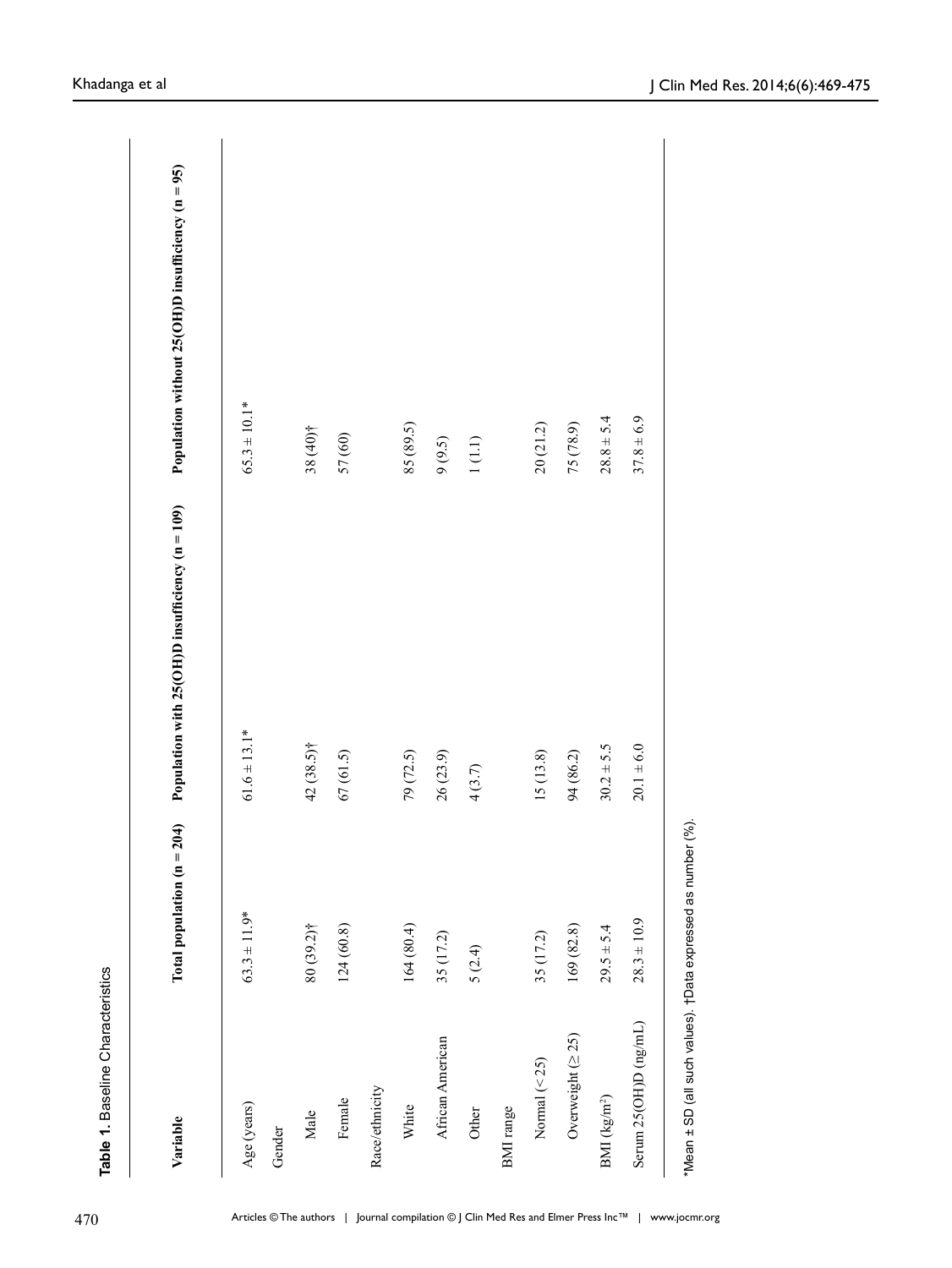**Table 1.** Baseline Characteristics

| Variable | Total population (n = 204) | Population with 25(OH)D insufficiency (n = 109) | Population without 25(OH)D insufficiency (n = 95) |
|---|---|---|---|
| Age (years) | 63.3 ± 11.9* | 61.6 ± 13.1* | 65.3 ± 10.1* |
| Gender | | | |
| Male | 80 (39.2)† | 42 (38.5)† | 38 (40)† |
| Female | 124 (60.8) | 67 (61.5) | 57 (60) |
| Race/ethnicity | | | |
| White | 164 (80.4) | 79 (72.5) | 85 (89.5) |
| African American | 35 (17.2) | 26 (23.9) | 9 (9.5) |
| Other | 5 (2.4) | 4 (3.7) | 1 (1.1) |
| BMI range | | | |
| Normal (< 25) | 35 (17.2) | 15 (13.8) | 20 (21.2) |
| Overweight (≥ 25) | 169 (82.8) | 94 (86.2) | 75 (78.9) |
| BMI ($kg/m^2$) | 29.5 ± 5.4 | 30.2 ± 5.5 | 28.8 ± 5.4 |
| Serum 25(OH)D (ng/mL) | 28.3 ± 10.9 | 20.1 ± 6.0 | 37.8 ± 6.9 |

*Mean ± SD (all such values). †Data expressed as number (%).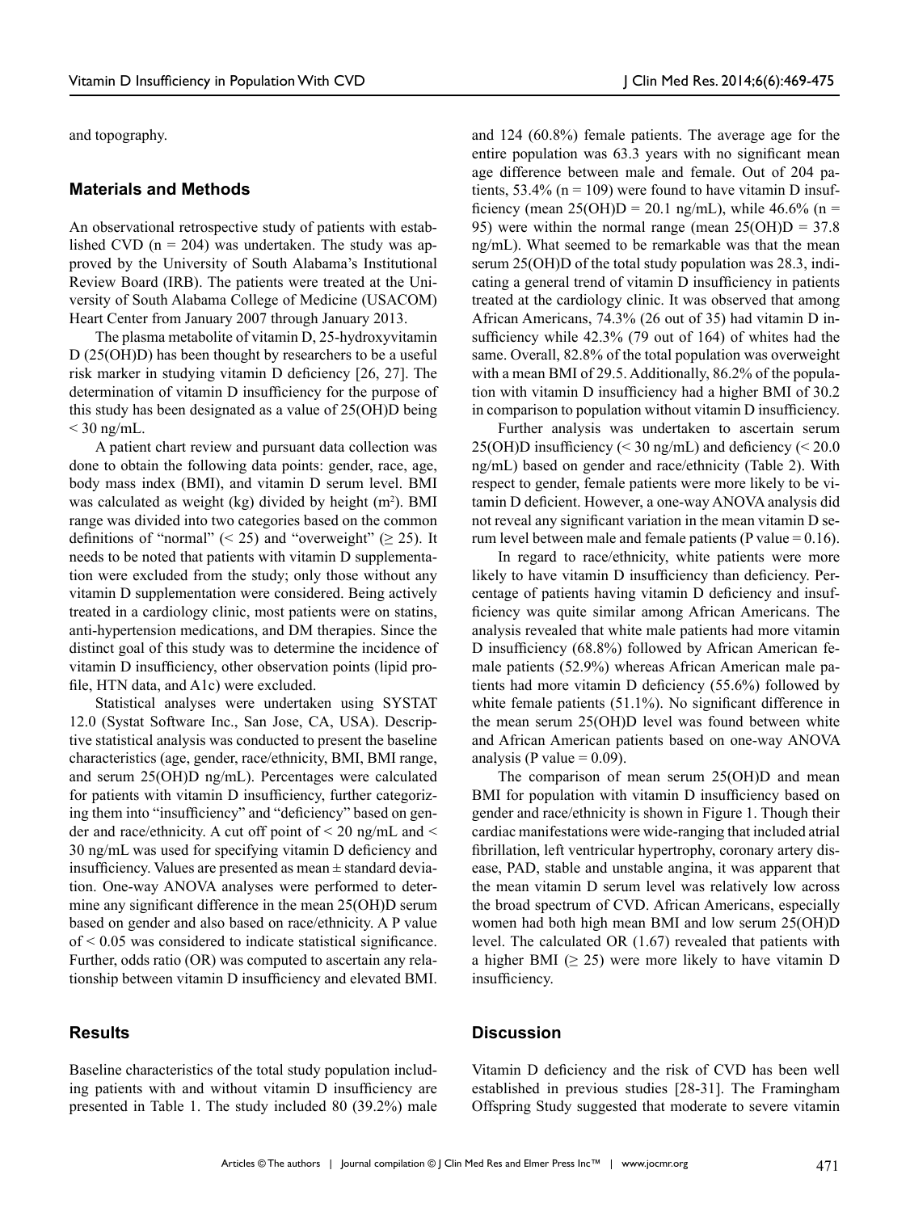and topography.

## Materials and Methods

An observational retrospective study of patients with established CVD (n = 204) was undertaken. The study was approved by the University of South Alabama's Institutional Review Board (IRB). The patients were treated at the University of South Alabama College of Medicine (USACOM) Heart Center from January 2007 through January 2013.

The plasma metabolite of vitamin D, 25-hydroxyvitamin D (25(OH)D) has been thought by researchers to be a useful risk marker in studying vitamin D deficiency [26, 27]. The determination of vitamin D insufficiency for the purpose of this study has been designated as a value of 25(OH)D being < 30 ng/mL.

A patient chart review and pursuant data collection was done to obtain the following data points: gender, race, age, body mass index (BMI), and vitamin D serum level. BMI was calculated as weight (kg) divided by height ($m^2$). BMI range was divided into two categories based on the common definitions of "normal" (< 25) and "overweight" (≥ 25). It needs to be noted that patients with vitamin D supplementation were excluded from the study; only those without any vitamin D supplementation were considered. Being actively treated in a cardiology clinic, most patients were on statins, anti-hypertension medications, and DM therapies. Since the distinct goal of this study was to determine the incidence of vitamin D insufficiency, other observation points (lipid profile, HTN data, and A1c) were excluded.

Statistical analyses were undertaken using SYSTAT 12.0 (Systat Software Inc., San Jose, CA, USA). Descriptive statistical analysis was conducted to present the baseline characteristics (age, gender, race/ethnicity, BMI, BMI range, and serum 25(OH)D ng/mL). Percentages were calculated for patients with vitamin D insufficiency, further categorizing them into "insufficiency" and "deficiency" based on gender and race/ethnicity. A cut off point of < 20 ng/mL and < 30 ng/mL was used for specifying vitamin D deficiency and insufficiency. Values are presented as mean ± standard deviation. One-way ANOVA analyses were performed to determine any significant difference in the mean 25(OH)D serum based on gender and also based on race/ethnicity. A P value of < 0.05 was considered to indicate statistical significance. Further, odds ratio (OR) was computed to ascertain any relationship between vitamin D insufficiency and elevated BMI.

## Results

Baseline characteristics of the total study population including patients with and without vitamin D insufficiency are presented in Table 1. The study included 80 (39.2%) male and 124 (60.8%) female patients. The average age for the entire population was 63.3 years with no significant mean age difference between male and female. Out of 204 patients, 53.4% (n = 109) were found to have vitamin D insufficiency (mean 25(OH)D = 20.1 ng/mL), while 46.6% (n = 95) were within the normal range (mean 25(OH)D = 37.8 ng/mL). What seemed to be remarkable was that the mean serum 25(OH)D of the total study population was 28.3, indicating a general trend of vitamin D insufficiency in patients treated at the cardiology clinic. It was observed that among African Americans, 74.3% (26 out of 35) had vitamin D insufficiency while 42.3% (79 out of 164) of whites had the same. Overall, 82.8% of the total population was overweight with a mean BMI of 29.5. Additionally, 86.2% of the population with vitamin D insufficiency had a higher BMI of 30.2 in comparison to population without vitamin D insufficiency.

Further analysis was undertaken to ascertain serum 25(OH)D insufficiency (< 30 ng/mL) and deficiency (< 20.0 ng/mL) based on gender and race/ethnicity (Table 2). With respect to gender, female patients were more likely to be vitamin D deficient. However, a one-way ANOVA analysis did not reveal any significant variation in the mean vitamin D serum level between male and female patients (P value = 0.16).

In regard to race/ethnicity, white patients were more likely to have vitamin D insufficiency than deficiency. Percentage of patients having vitamin D deficiency and insufficiency was quite similar among African Americans. The analysis revealed that white male patients had more vitamin D insufficiency (68.8%) followed by African American female patients (52.9%) whereas African American male patients had more vitamin D deficiency (55.6%) followed by white female patients (51.1%). No significant difference in the mean serum 25(OH)D level was found between white and African American patients based on one-way ANOVA analysis (P value = 0.09).

The comparison of mean serum 25(OH)D and mean BMI for population with vitamin D insufficiency based on gender and race/ethnicity is shown in Figure 1. Though their cardiac manifestations were wide-ranging that included atrial fibrillation, left ventricular hypertrophy, coronary artery disease, PAD, stable and unstable angina, it was apparent that the mean vitamin D serum level was relatively low across the broad spectrum of CVD. African Americans, especially women had both high mean BMI and low serum 25(OH)D level. The calculated OR (1.67) revealed that patients with a higher BMI (≥ 25) were more likely to have vitamin D insufficiency.

## Discussion

Vitamin D deficiency and the risk of CVD has been well established in previous studies [28-31]. The Framingham Offspring Study suggested that moderate to severe vitamin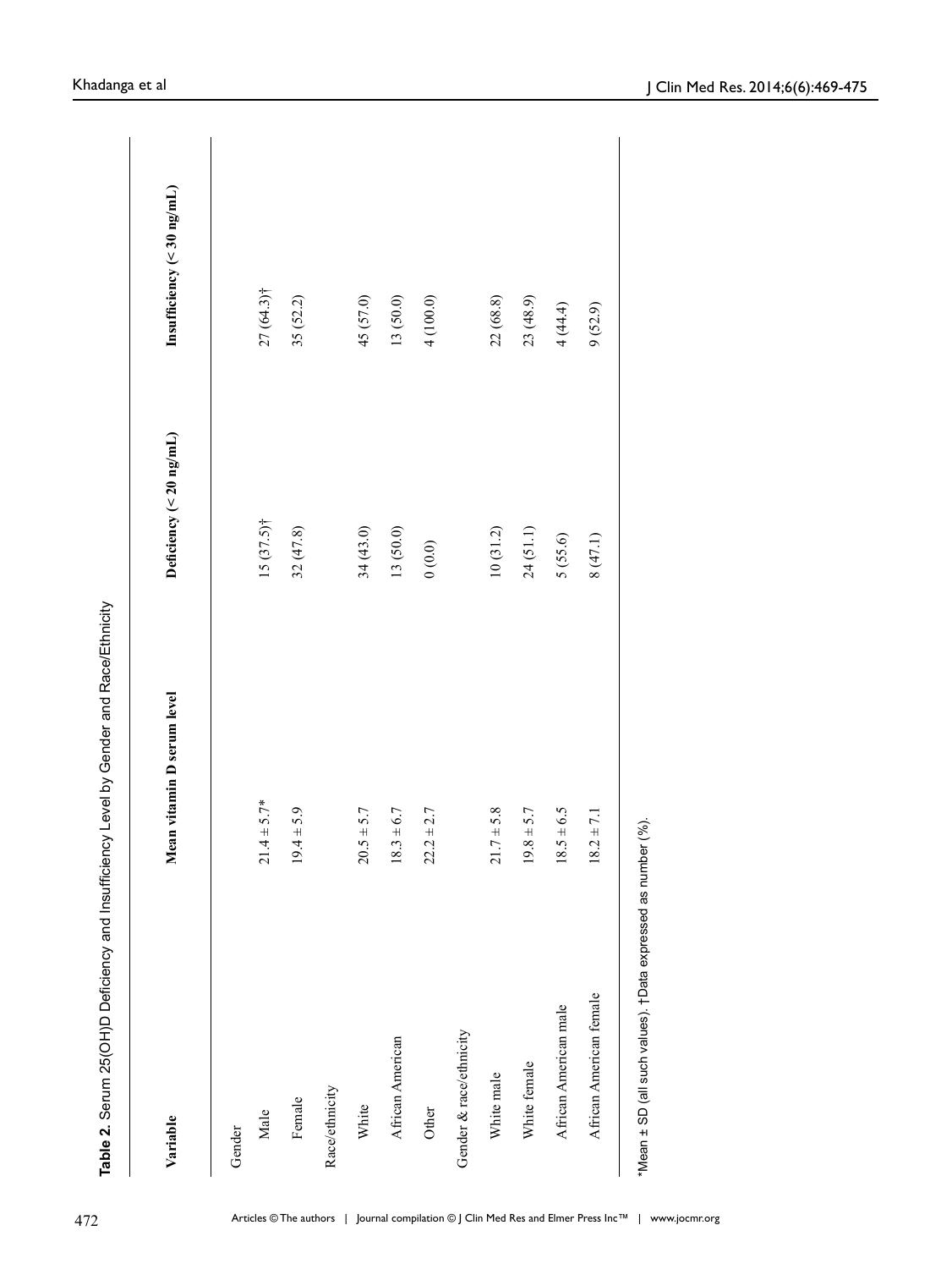**Table 2.** Serum 25(OH)D Deficiency and Insufficiency Level by Gender and Race/Ethnicity

| Variable | Mean vitamin D serum level | Deficiency (< 20 ng/mL) | Insufficiency (< 30 ng/mL) |
|---|---|---|---|
| Gender | | | |
| Male | 21.4 ± 5.7* | 15 (37.5)† | 27 (64.3)† |
| Female | 19.4 ± 5.9 | 32 (47.8) | 35 (52.2) |
| Race/ethnicity | | | |
| White | 20.5 ± 5.7 | 34 (43.0) | 45 (57.0) |
| African American | 18.3 ± 6.7 | 13 (50.0) | 13 (50.0) |
| Other | 22.2 ± 2.7 | 0 (0.0) | 4 (100.0) |
| Gender & race/ethnicity | | | |
| White male | 21.7 ± 5.8 | 10 (31.2) | 22 (68.8) |
| White female | 19.8 ± 5.7 | 24 (51.1) | 23 (48.9) |
| African American male | 18.5 ± 6.5 | 5 (55.6) | 4 (44.4) |
| African American female | 18.2 ± 7.1 | 8 (47.1) | 9 (52.9) |

*Mean ± SD (all such values). †Data expressed as number (%).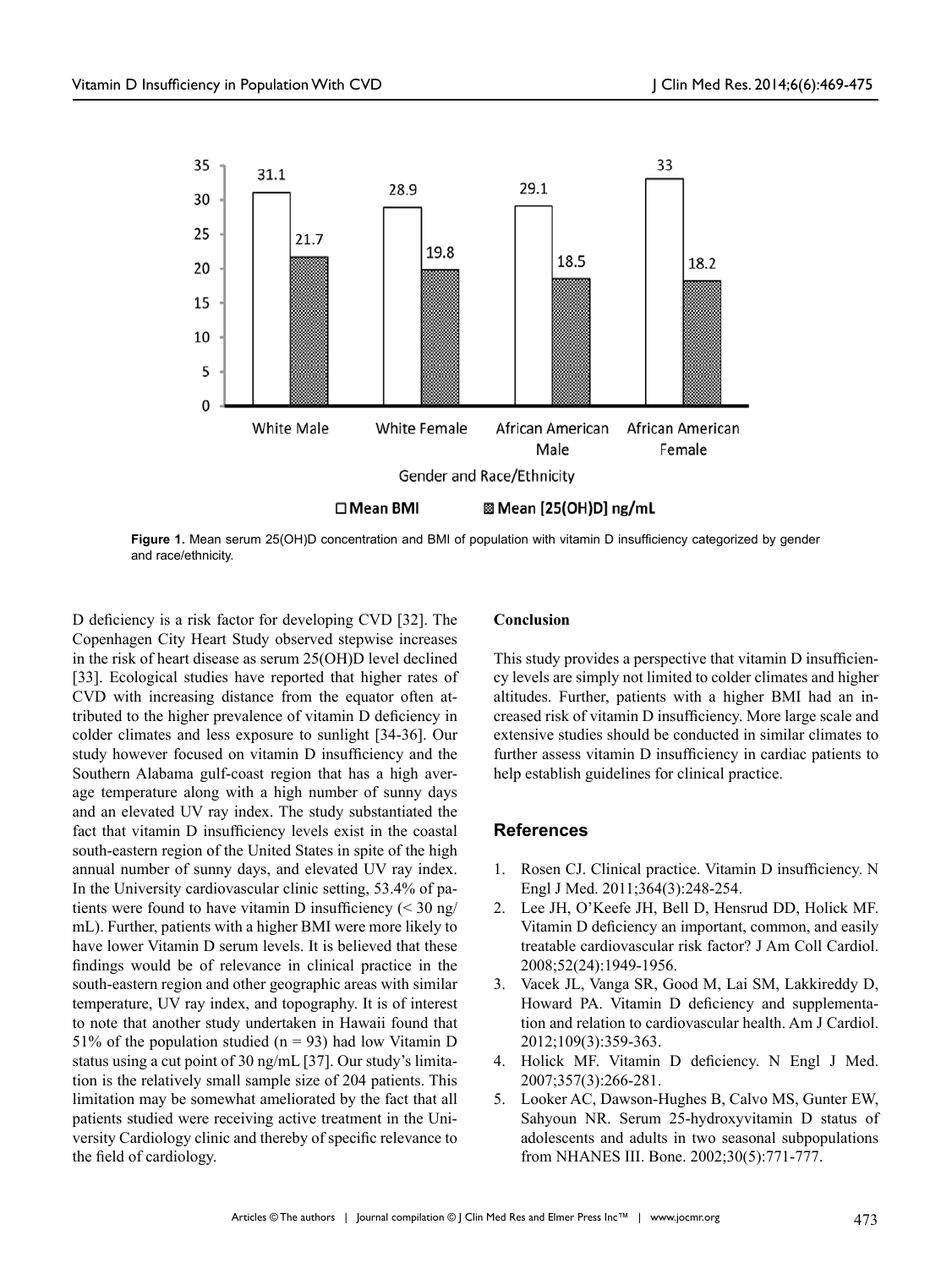**Figure 1.** Mean serum 25(OH)D concentration and BMI of population with vitamin D insufficiency categorized by gender and race/ethnicity.

D deficiency is a risk factor for developing CVD [32]. The Copenhagen City Heart Study observed stepwise increases in the risk of heart disease as serum 25(OH)D level declined [33]. Ecological studies have reported that higher rates of CVD with increasing distance from the equator often attributed to the higher prevalence of vitamin D deficiency in colder climates and less exposure to sunlight [34-36]. Our study however focused on vitamin D insufficiency and the Southern Alabama gulf-coast region that has a high average temperature along with a high number of sunny days and an elevated UV ray index. The study substantiated the fact that vitamin D insufficiency levels exist in the coastal south-eastern region of the United States in spite of the high annual number of sunny days, and elevated UV ray index. In the University cardiovascular clinic setting, 53.4% of patients were found to have vitamin D insufficiency (< 30 ng/mL). Further, patients with a higher BMI were more likely to have lower Vitamin D serum levels. It is believed that these findings would be of relevance in clinical practice in the south-eastern region and other geographic areas with similar temperature, UV ray index, and topography. It is of interest to note that another study undertaken in Hawaii found that 51% of the population studied (n = 93) had low Vitamin D status using a cut point of 30 ng/mL [37]. Our study's limitation is the relatively small sample size of 204 patients. This limitation may be somewhat ameliorated by the fact that all patients studied were receiving active treatment in the University Cardiology clinic and thereby of specific relevance to the field of cardiology.

**Conclusion**

This study provides a perspective that vitamin D insufficiency levels are simply not limited to colder climates and higher altitudes. Further, patients with a higher BMI had an increased risk of vitamin D insufficiency. More large scale and extensive studies should be conducted in similar climates to further assess vitamin D insufficiency in cardiac patients to help establish guidelines for clinical practice.

## References

1. Rosen CJ. Clinical practice. Vitamin D insufficiency. N Engl J Med. 2011;364(3):248-254.
2. Lee JH, O'Keefe JH, Bell D, Hensrud DD, Holick MF. Vitamin D deficiency an important, common, and easily treatable cardiovascular risk factor? J Am Coll Cardiol. 2008;52(24):1949-1956.
3. Vacek JL, Vanga SR, Good M, Lai SM, Lakkireddy D, Howard PA. Vitamin D deficiency and supplementation and relation to cardiovascular health. Am J Cardiol. 2012;109(3):359-363.
4. Holick MF. Vitamin D deficiency. N Engl J Med. 2007;357(3):266-281.
5. Looker AC, Dawson-Hughes B, Calvo MS, Gunter EW, Sahyoun NR. Serum 25-hydroxyvitamin D status of adolescents and adults in two seasonal subpopulations from NHANES III. Bone. 2002;30(5):771-777.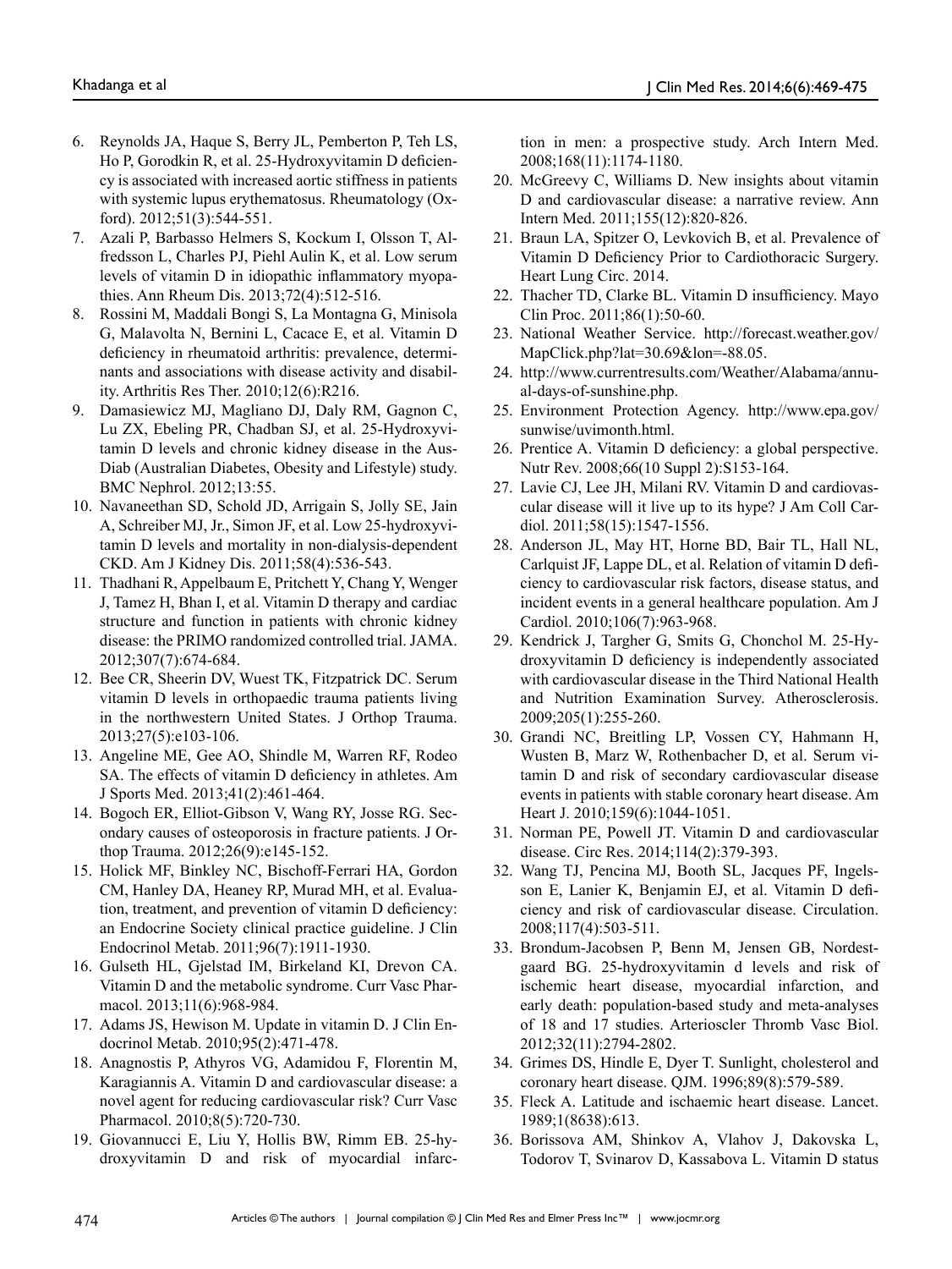6. Reynolds JA, Haque S, Berry JL, Pemberton P, Teh LS, Ho P, Gorodkin R, et al. 25-Hydroxyvitamin D deficiency is associated with increased aortic stiffness in patients with systemic lupus erythematosus. Rheumatology (Oxford). 2012;51(3):544-551.
7. Azali P, Barbasso Helmers S, Kockum I, Olsson T, Alfredsson L, Charles PJ, Piehl Aulin K, et al. Low serum levels of vitamin D in idiopathic inflammatory myopathies. Ann Rheum Dis. 2013;72(4):512-516.
8. Rossini M, Maddali Bongi S, La Montagna G, Minisola G, Malavolta N, Bernini L, Cacace E, et al. Vitamin D deficiency in rheumatoid arthritis: prevalence, determinants and associations with disease activity and disability. Arthritis Res Ther. 2010;12(6):R216.
9. Damasiewicz MJ, Magliano DJ, Daly RM, Gagnon C, Lu ZX, Ebeling PR, Chadban SJ, et al. 25-Hydroxyvitamin D levels and chronic kidney disease in the AusDiab (Australian Diabetes, Obesity and Lifestyle) study. BMC Nephrol. 2012;13:55.
10. Navaneethan SD, Schold JD, Arrigain S, Jolly SE, Jain A, Schreiber MJ, Jr., Simon JF, et al. Low 25-hydroxyvitamin D levels and mortality in non-dialysis-dependent CKD. Am J Kidney Dis. 2011;58(4):536-543.
11. Thadhani R, Appelbaum E, Pritchett Y, Chang Y, Wenger J, Tamez H, Bhan I, et al. Vitamin D therapy and cardiac structure and function in patients with chronic kidney disease: the PRIMO randomized controlled trial. JAMA. 2012;307(7):674-684.
12. Bee CR, Sheerin DV, Wuest TK, Fitzpatrick DC. Serum vitamin D levels in orthopaedic trauma patients living in the northwestern United States. J Orthop Trauma. 2013;27(5):e103-106.
13. Angeline ME, Gee AO, Shindle M, Warren RF, Rodeo SA. The effects of vitamin D deficiency in athletes. Am J Sports Med. 2013;41(2):461-464.
14. Bogoch ER, Elliot-Gibson V, Wang RY, Josse RG. Secondary causes of osteoporosis in fracture patients. J Orthop Trauma. 2012;26(9):e145-152.
15. Holick MF, Binkley NC, Bischoff-Ferrari HA, Gordon CM, Hanley DA, Heaney RP, Murad MH, et al. Evaluation, treatment, and prevention of vitamin D deficiency: an Endocrine Society clinical practice guideline. J Clin Endocrinol Metab. 2011;96(7):1911-1930.
16. Gulseth HL, Gjelstad IM, Birkeland KI, Drevon CA. Vitamin D and the metabolic syndrome. Curr Vasc Pharmacol. 2013;11(6):968-984.
17. Adams JS, Hewison M. Update in vitamin D. J Clin Endocrinol Metab. 2010;95(2):471-478.
18. Anagnostis P, Athyros VG, Adamidou F, Florentin M, Karagiannis A. Vitamin D and cardiovascular disease: a novel agent for reducing cardiovascular risk? Curr Vasc Pharmacol. 2010;8(5):720-730.
19. Giovannucci E, Liu Y, Hollis BW, Rimm EB. 25-hydroxyvitamin D and risk of myocardial infarction in men: a prospective study. Arch Intern Med. 2008;168(11):1174-1180.
20. McGreevy C, Williams D. New insights about vitamin D and cardiovascular disease: a narrative review. Ann Intern Med. 2011;155(12):820-826.
21. Braun LA, Spitzer O, Levkovich B, et al. Prevalence of Vitamin D Deficiency Prior to Cardiothoracic Surgery. Heart Lung Circ. 2014.
22. Thacher TD, Clarke BL. Vitamin D insufficiency. Mayo Clin Proc. 2011;86(1):50-60.
23. National Weather Service. http://forecast.weather.gov/MapClick.php?lat=30.69&lon=-88.05.
24. http://www.currentresults.com/Weather/Alabama/annual-days-of-sunshine.php.
25. Environment Protection Agency. http://www.epa.gov/sunwise/uvimonth.html.
26. Prentice A. Vitamin D deficiency: a global perspective. Nutr Rev. 2008;66(10 Suppl 2):S153-164.
27. Lavie CJ, Lee JH, Milani RV. Vitamin D and cardiovascular disease will it live up to its hype? J Am Coll Cardiol. 2011;58(15):1547-1556.
28. Anderson JL, May HT, Horne BD, Bair TL, Hall NL, Carlquist JF, Lappe DL, et al. Relation of vitamin D deficiency to cardiovascular risk factors, disease status, and incident events in a general healthcare population. Am J Cardiol. 2010;106(7):963-968.
29. Kendrick J, Targher G, Smits G, Chonchol M. 25-Hydroxyvitamin D deficiency is independently associated with cardiovascular disease in the Third National Health and Nutrition Examination Survey. Atherosclerosis. 2009;205(1):255-260.
30. Grandi NC, Breitling LP, Vossen CY, Hahmann H, Wusten B, Marz W, Rothenbacher D, et al. Serum vitamin D and risk of secondary cardiovascular disease events in patients with stable coronary heart disease. Am Heart J. 2010;159(6):1044-1051.
31. Norman PE, Powell JT. Vitamin D and cardiovascular disease. Circ Res. 2014;114(2):379-393.
32. Wang TJ, Pencina MJ, Booth SL, Jacques PF, Ingelsson E, Lanier K, Benjamin EJ, et al. Vitamin D deficiency and risk of cardiovascular disease. Circulation. 2008;117(4):503-511.
33. Brondum-Jacobsen P, Benn M, Jensen GB, Nordestgaard BG. 25-hydroxyvitamin d levels and risk of ischemic heart disease, myocardial infarction, and early death: population-based study and meta-analyses of 18 and 17 studies. Arterioscler Thromb Vasc Biol. 2012;32(11):2794-2802.
34. Grimes DS, Hindle E, Dyer T. Sunlight, cholesterol and coronary heart disease. QJM. 1996;89(8):579-589.
35. Fleck A. Latitude and ischaemic heart disease. Lancet. 1989;1(8638):613.
36. Borissova AM, Shinkov A, Vlahov J, Dakovska L, Todorov T, Svinarov D, Kassabova L. Vitamin D status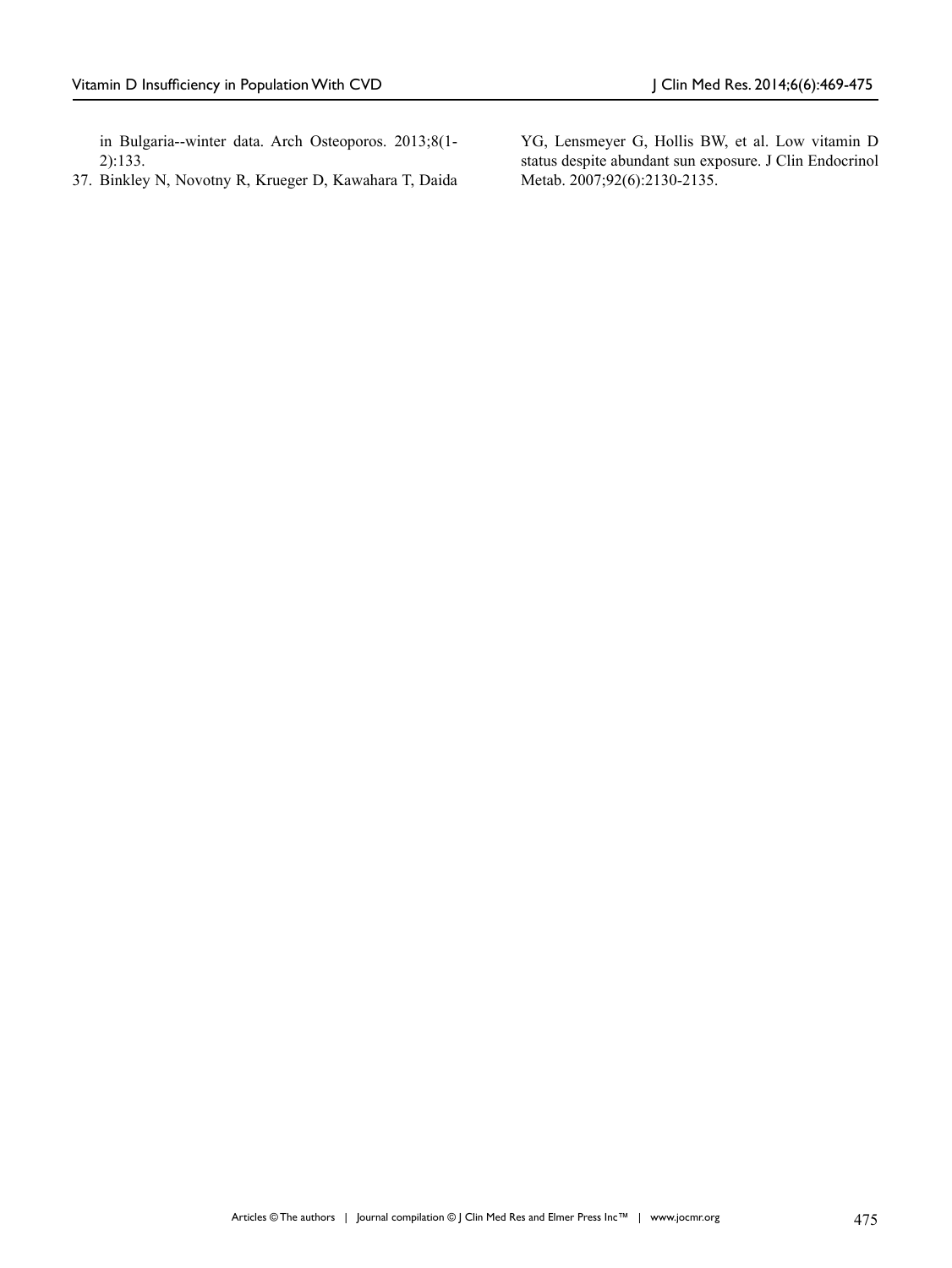in Bulgaria--winter data. Arch Osteoporos. 2013;8(1-2):133.

37. Binkley N, Novotny R, Krueger D, Kawahara T, Daida YG, Lensmeyer G, Hollis BW, et al. Low vitamin D status despite abundant sun exposure. J Clin Endocrinol Metab. 2007;92(6):2130-2135.